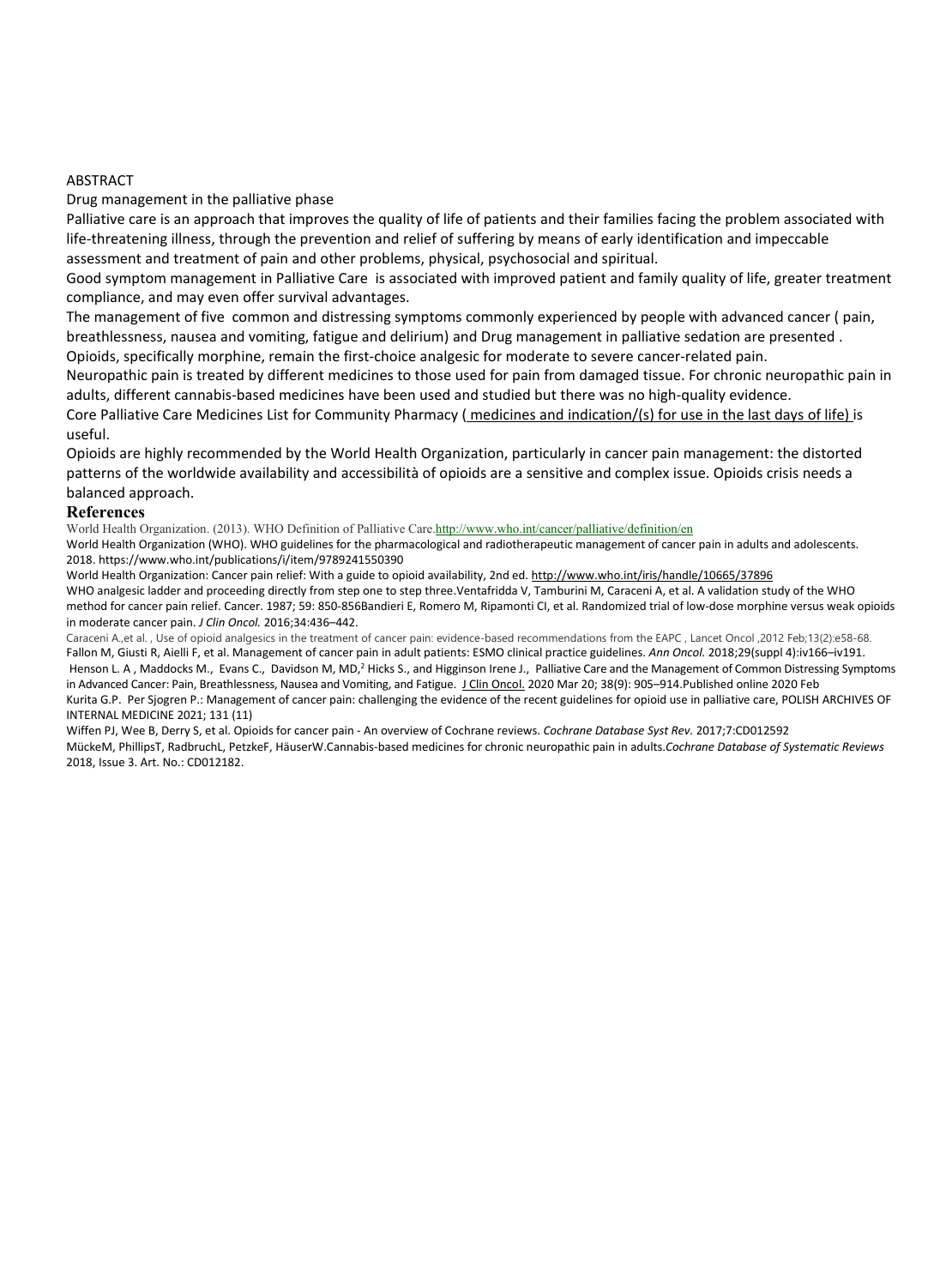ABSTRACT

Drug management in the palliative phase

Palliative care is an approach that improves the quality of life of patients and their families facing the problem associated with life-threatening illness, through the prevention and relief of suffering by means of early identification and impeccable assessment and treatment of pain and other problems, physical, psychosocial and spiritual.

Good symptom management in Palliative Care is associated with improved patient and family quality of life, greater treatment compliance, and may even offer survival advantages.

The management of five common and distressing symptoms commonly experienced by people with advanced cancer ( pain, breathlessness, nausea and vomiting, fatigue and delirium) and Drug management in palliative sedation are presented .

Opioids, specifically morphine, remain the first-choice analgesic for moderate to severe cancer-related pain.

Neuropathic pain is treated by different medicines to those used for pain from damaged tissue. For chronic neuropathic pain in adults, different cannabis-based medicines have been used and studied but there was no high-quality evidence.

Core Palliative Care Medicines List for Community Pharmacy ( medicines and indication/(s) for use in the last days of life) is useful.

Opioids are highly recommended by the World Health Organization, particularly in cancer pain management: the distorted patterns of the worldwide availability and accessibilità of opioids are a sensitive and complex issue. Opioids crisis needs a balanced approach.

**References**

World Health Organization. (2013). WHO Definition of Palliative Care.http://www.who.int/cancer/palliative/definition/en

World Health Organization (WHO). WHO guidelines for the pharmacological and radiotherapeutic management of cancer pain in adults and adolescents. 2018. https://www.who.int/publications/i/item/9789241550390

World Health Organization: Cancer pain relief: With a guide to opioid availability, 2nd ed. http://www.who.int/iris/handle/10665/37896

WHO analgesic ladder and proceeding directly from step one to step three.Ventafridda V, Tamburini M, Caraceni A, et al. A validation study of the WHO method for cancer pain relief. Cancer. 1987; 59: 850-856Bandieri E, Romero M, Ripamonti CI, et al. Randomized trial of low-dose morphine versus weak opioids in moderate cancer pain. *J Clin Oncol.* 2016;34:436–442.

Caraceni A.,et al. , Use of opioid analgesics in the treatment of cancer pain: evidence-based recommendations from the EAPC , Lancet Oncol ,2012 Feb;13(2):e58-68.

Fallon M, Giusti R, Aielli F, et al. Management of cancer pain in adult patients: ESMO clinical practice guidelines. *Ann Oncol.* 2018;29(suppl 4):iv166–iv191.

Henson L. A , Maddocks M., Evans C., Davidson M, MD,[2] Hicks S., and Higginson Irene J., Palliative Care and the Management of Common Distressing Symptoms in Advanced Cancer: Pain, Breathlessness, Nausea and Vomiting, and Fatigue. J Clin Oncol. 2020 Mar 20; 38(9): 905–914.Published online 2020 Feb

Kurita G.P. Per Sjogren P.: Management of cancer pain: challenging the evidence of the recent guidelines for opioid use in palliative care, POLISH ARCHIVES OF INTERNAL MEDICINE 2021; 131 (11)

Wiffen PJ, Wee B, Derry S, et al. Opioids for cancer pain - An overview of Cochrane reviews. *Cochrane Database Syst Rev.* 2017;7:CD012592

MückeM, PhillipsT, RadbruchL, PetzkeF, HäuserW.Cannabis-based medicines for chronic neuropathic pain in adults.*Cochrane Database of Systematic Reviews* 2018, Issue 3. Art. No.: CD012182.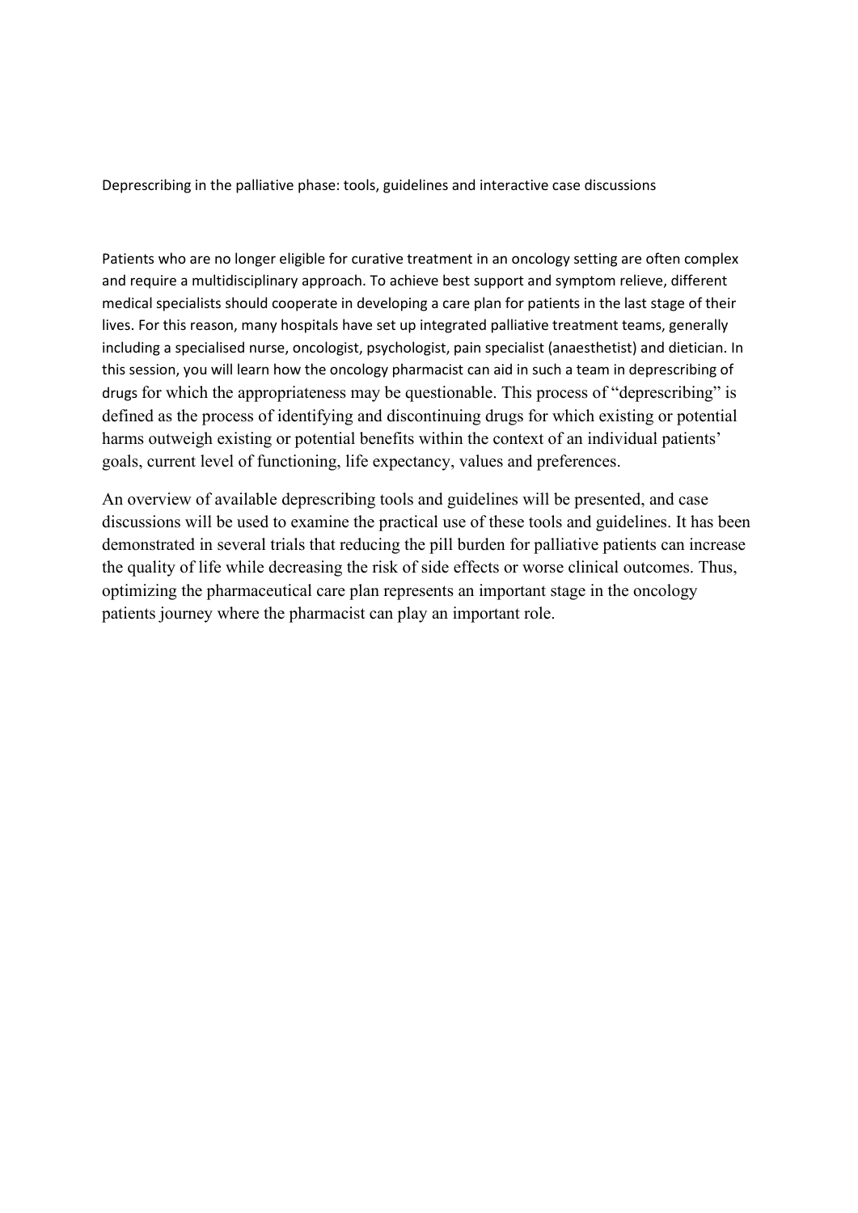# Deprescribing in the palliative phase: tools, guidelines and interactive case discussions

Patients who are no longer eligible for curative treatment in an oncology setting are often complex and require a multidisciplinary approach. To achieve best support and symptom relieve, different medical specialists should cooperate in developing a care plan for patients in the last stage of their lives. For this reason, many hospitals have set up integrated palliative treatment teams, generally including a specialised nurse, oncologist, psychologist, pain specialist (anaesthetist) and dietician. In this session, you will learn how the oncology pharmacist can aid in such a team in deprescribing of drugs for which the appropriateness may be questionable. This process of "deprescribing" is defined as the process of identifying and discontinuing drugs for which existing or potential harms outweigh existing or potential benefits within the context of an individual patients' goals, current level of functioning, life expectancy, values and preferences.

An overview of available deprescribing tools and guidelines will be presented, and case discussions will be used to examine the practical use of these tools and guidelines. It has been demonstrated in several trials that reducing the pill burden for palliative patients can increase the quality of life while decreasing the risk of side effects or worse clinical outcomes. Thus, optimizing the pharmaceutical care plan represents an important stage in the oncology patients journey where the pharmacist can play an important role.